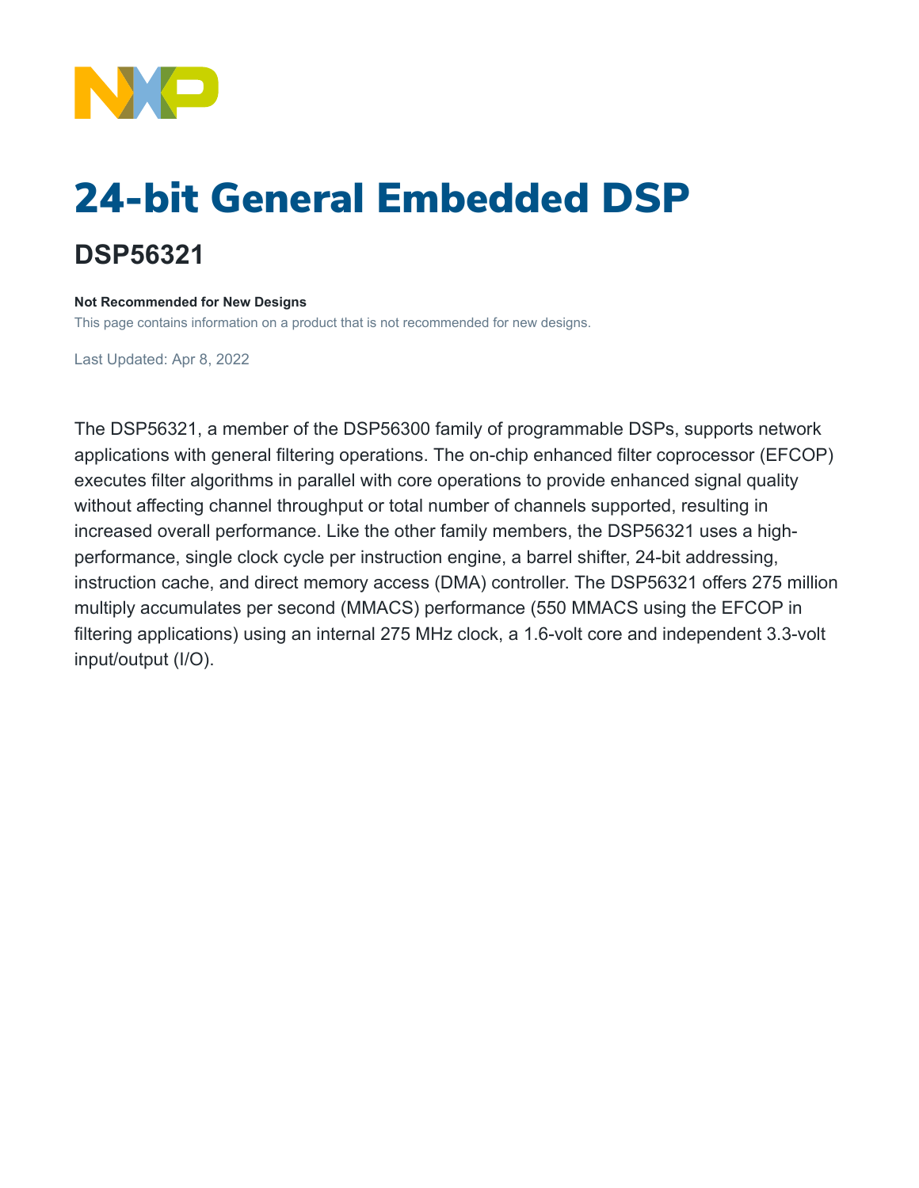# 24-bit General Embedded DSP

## DSP56321

**Not Recommended for New Designs**

This page contains information on a product that is not recommended for new designs.

Last Updated: Apr 8, 2022

The DSP56321, a member of the DSP56300 family of programmable DSPs, supports network applications with general filtering operations. The on-chip enhanced filter coprocessor (EFCOP) executes filter algorithms in parallel with core operations to provide enhanced signal quality without affecting channel throughput or total number of channels supported, resulting in increased overall performance. Like the other family members, the DSP56321 uses a high-performance, single clock cycle per instruction engine, a barrel shifter, 24-bit addressing, instruction cache, and direct memory access (DMA) controller. The DSP56321 offers 275 million multiply accumulates per second (MMACS) performance (550 MMACS using the EFCOP in filtering applications) using an internal 275 MHz clock, a 1.6-volt core and independent 3.3-volt input/output (I/O).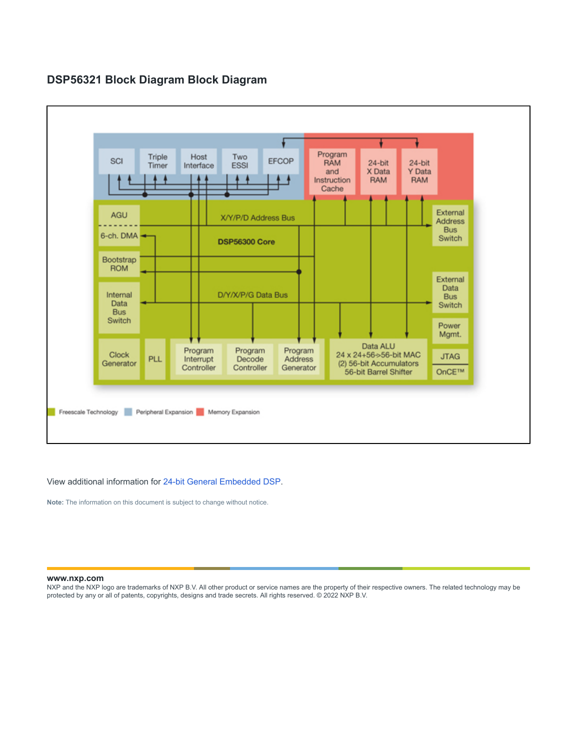## DSP56321 Block Diagram Block Diagram

SCI
Triple Timer
Host Interface
Two ESSI
EFCOP
Program RAM and Instruction Cache
24-bit X Data RAM
24-bit Y Data RAM
AGU
6-ch. DMA
X/Y/P/D Address Bus
DSP56300 Core
External Address Bus Switch
Bootstrap ROM
Internal Data Bus Switch
D/Y/X/P/G Data Bus
External Data Bus Switch
Power Mgmt.
Clock Generator
PLL
Program Interrupt Controller
Program Decode Controller
Program Address Generator
Data ALU 24 x 24+56->56-bit MAC (2) 56-bit Accumulators 56-bit Barrel Shifter
JTAG
OnCE™

Freescale Technology
Peripheral Expansion
Memory Expansion

View additional information for 24-bit General Embedded DSP.

**Note:** The information on this document is subject to change without notice.

**www.nxp.com**
NXP and the NXP logo are trademarks of NXP B.V. All other product or service names are the property of their respective owners. The related technology may be protected by any or all of patents, copyrights, designs and trade secrets. All rights reserved. © 2022 NXP B.V.